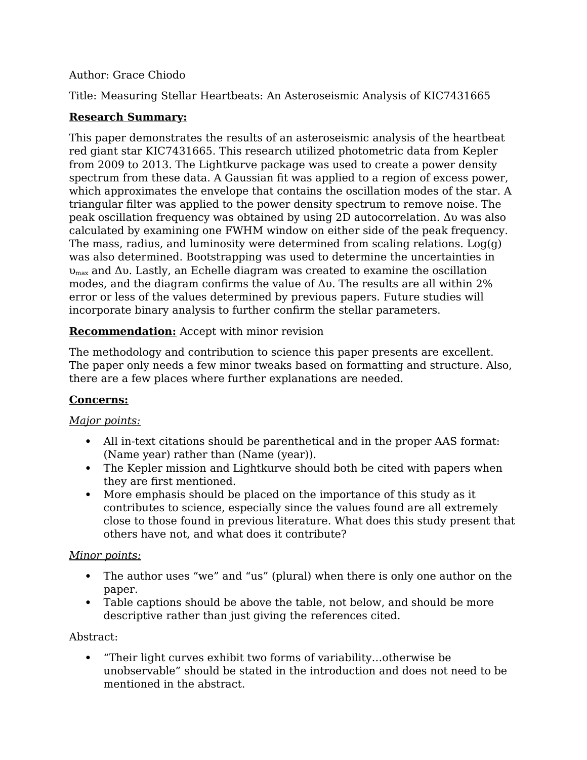Author: Grace Chiodo

Title: Measuring Stellar Heartbeats: An Asteroseismic Analysis of KIC7431665

**Research Summary:**

This paper demonstrates the results of an asteroseismic analysis of the heartbeat red giant star KIC7431665. This research utilized photometric data from Kepler from 2009 to 2013. The Lightkurve package was used to create a power density spectrum from these data. A Gaussian fit was applied to a region of excess power, which approximates the envelope that contains the oscillation modes of the star. A triangular filter was applied to the power density spectrum to remove noise. The peak oscillation frequency was obtained by using 2D autocorrelation. $\Delta\upsilon$ was also calculated by examining one FWHM window on either side of the peak frequency. The mass, radius, and luminosity were determined from scaling relations. Log(g) was also determined. Bootstrapping was used to determine the uncertainties in $\upsilon_{max}$ and $\Delta\upsilon$. Lastly, an Echelle diagram was created to examine the oscillation modes, and the diagram confirms the value of $\Delta\upsilon$. The results are all within 2% error or less of the values determined by previous papers. Future studies will incorporate binary analysis to further confirm the stellar parameters.

**Recommendation:** Accept with minor revision

The methodology and contribution to science this paper presents are excellent. The paper only needs a few minor tweaks based on formatting and structure. Also, there are a few places where further explanations are needed.

**Concerns:**

*Major points:*

- All in-text citations should be parenthetical and in the proper AAS format: (Name year) rather than (Name (year)).
- The Kepler mission and Lightkurve should both be cited with papers when they are first mentioned.
- More emphasis should be placed on the importance of this study as it contributes to science, especially since the values found are all extremely close to those found in previous literature. What does this study present that others have not, and what does it contribute?

*Minor points:*

- The author uses "we" and "us" (plural) when there is only one author on the paper.
- Table captions should be above the table, not below, and should be more descriptive rather than just giving the references cited.

Abstract:

- "Their light curves exhibit two forms of variability…otherwise be unobservable" should be stated in the introduction and does not need to be mentioned in the abstract.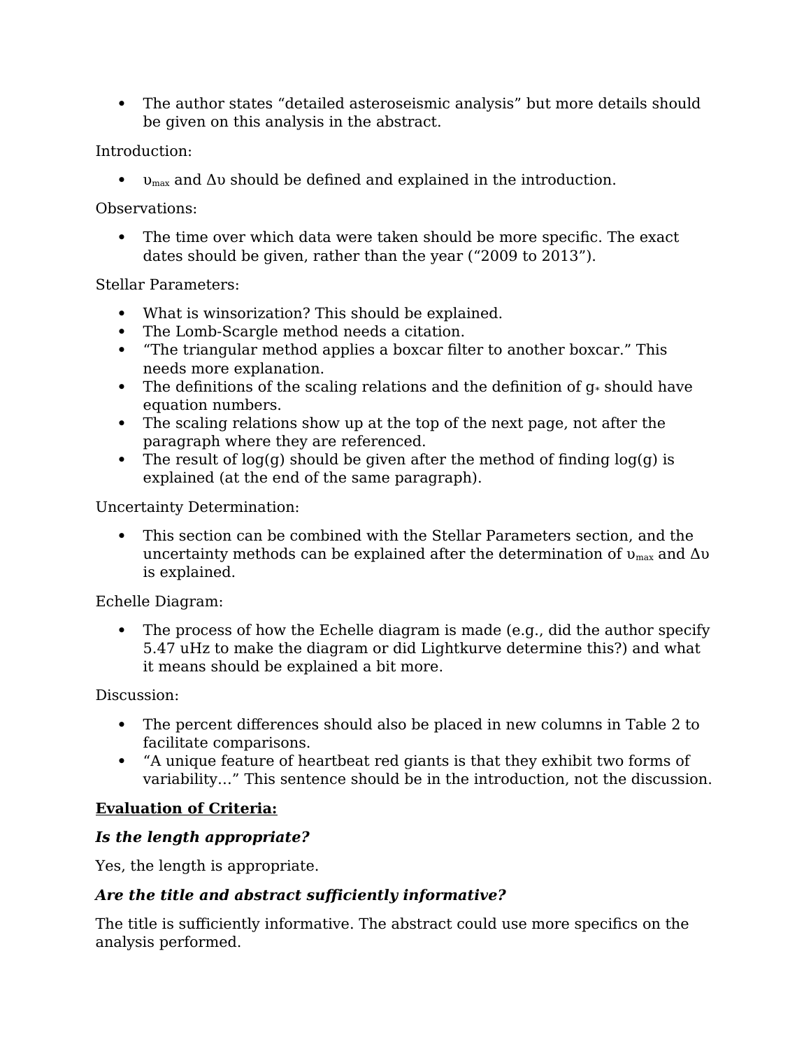- The author states "detailed asteroseismic analysis" but more details should be given on this analysis in the abstract.

Introduction:

- $\upsilon_{max}$ and $\Delta\upsilon$ should be defined and explained in the introduction.

Observations:

- The time over which data were taken should be more specific. The exact dates should be given, rather than the year ("2009 to 2013").

Stellar Parameters:

- What is winsorization? This should be explained.
- The Lomb-Scargle method needs a citation.
- "The triangular method applies a boxcar filter to another boxcar." This needs more explanation.
- The definitions of the scaling relations and the definition of $g_*$ should have equation numbers.
- The scaling relations show up at the top of the next page, not after the paragraph where they are referenced.
- The result of log(g) should be given after the method of finding log(g) is explained (at the end of the same paragraph).

Uncertainty Determination:

- This section can be combined with the Stellar Parameters section, and the uncertainty methods can be explained after the determination of $\upsilon_{max}$ and $\Delta\upsilon$ is explained.

Echelle Diagram:

- The process of how the Echelle diagram is made (e.g., did the author specify 5.47 uHz to make the diagram or did Lightkurve determine this?) and what it means should be explained a bit more.

Discussion:

- The percent differences should also be placed in new columns in Table 2 to facilitate comparisons.
- "A unique feature of heartbeat red giants is that they exhibit two forms of variability…" This sentence should be in the introduction, not the discussion.

**Evaluation of Criteria:**

***Is the length appropriate?***

Yes, the length is appropriate.

***Are the title and abstract sufficiently informative?***

The title is sufficiently informative. The abstract could use more specifics on the analysis performed.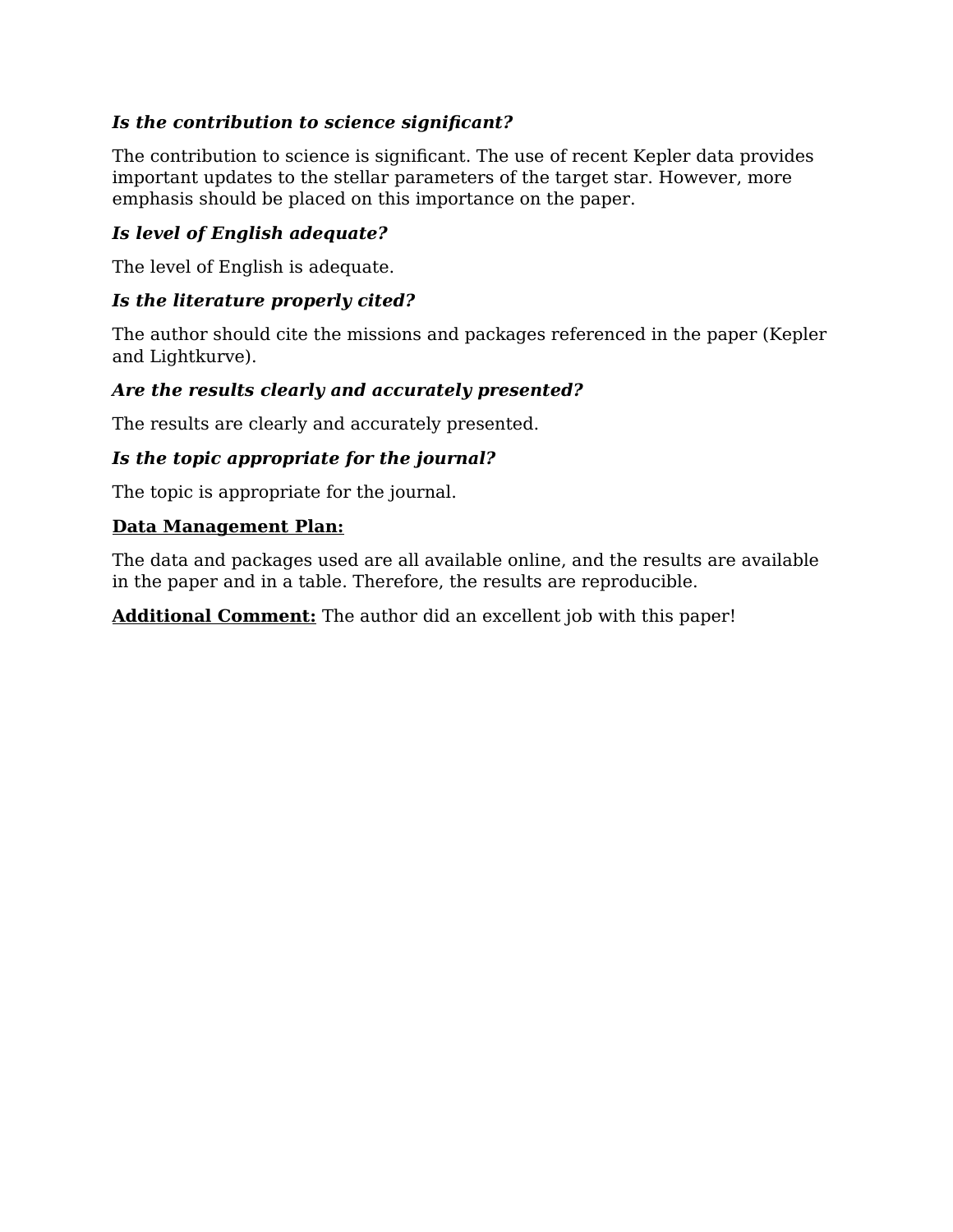***Is the contribution to science significant?***

The contribution to science is significant. The use of recent Kepler data provides important updates to the stellar parameters of the target star. However, more emphasis should be placed on this importance on the paper.

***Is level of English adequate?***

The level of English is adequate.

***Is the literature properly cited?***

The author should cite the missions and packages referenced in the paper (Kepler and Lightkurve).

***Are the results clearly and accurately presented?***

The results are clearly and accurately presented.

***Is the topic appropriate for the journal?***

The topic is appropriate for the journal.

<u>**Data Management Plan:**</u>

The data and packages used are all available online, and the results are available in the paper and in a table. Therefore, the results are reproducible.

<u>**Additional Comment:**</u> The author did an excellent job with this paper!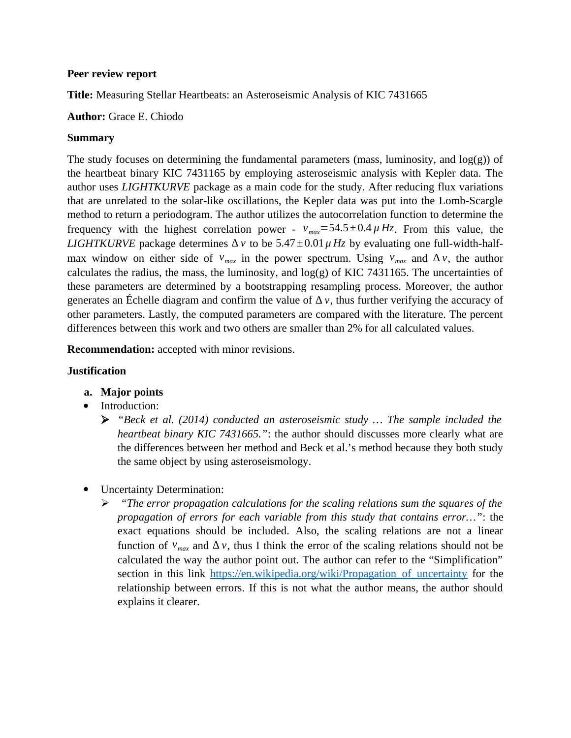**Peer review report**

**Title:** Measuring Stellar Heartbeats: an Asteroseismic Analysis of KIC 7431665

**Author:** Grace E. Chiodo

**Summary**

The study focuses on determining the fundamental parameters (mass, luminosity, and log(g)) of the heartbeat binary KIC 7431165 by employing asteroseismic analysis with Kepler data. The author uses *LIGHTKURVE* package as a main code for the study. After reducing flux variations that are unrelated to the solar-like oscillations, the Kepler data was put into the Lomb-Scargle method to return a periodogram. The author utilizes the autocorrelation function to determine the frequency with the highest correlation power - $\nu_{max} = 54.5 \pm 0.4\,\mu Hz$. From this value, the *LIGHTKURVE* package determines $\Delta\nu$ to be $5.47 \pm 0.01\,\mu Hz$ by evaluating one full-width-half-max window on either side of $\nu_{max}$ in the power spectrum. Using $\nu_{max}$ and $\Delta\nu$, the author calculates the radius, the mass, the luminosity, and log(g) of KIC 7431165. The uncertainties of these parameters are determined by a bootstrapping resampling process. Moreover, the author generates an Échelle diagram and confirm the value of $\Delta\nu$, thus further verifying the accuracy of other parameters. Lastly, the computed parameters are compared with the literature. The percent differences between this work and two others are smaller than 2% for all calculated values.

**Recommendation:** accepted with minor revisions.

**Justification**

**a. Major points**

- Introduction:
  - *"Beck et al. (2014) conducted an asteroseismic study … The sample included the heartbeat binary KIC 7431665."*: the author should discusses more clearly what are the differences between her method and Beck et al.'s method because they both study the same object by using asteroseismology.

- Uncertainty Determination:
  - *"The error propagation calculations for the scaling relations sum the squares of the propagation of errors for each variable from this study that contains error…"*: the exact equations should be included. Also, the scaling relations are not a linear function of $\nu_{max}$ and $\Delta\nu$, thus I think the error of the scaling relations should not be calculated the way the author point out. The author can refer to the "Simplification" section in this link https://en.wikipedia.org/wiki/Propagation_of_uncertainty for the relationship between errors. If this is not what the author means, the author should explains it clearer.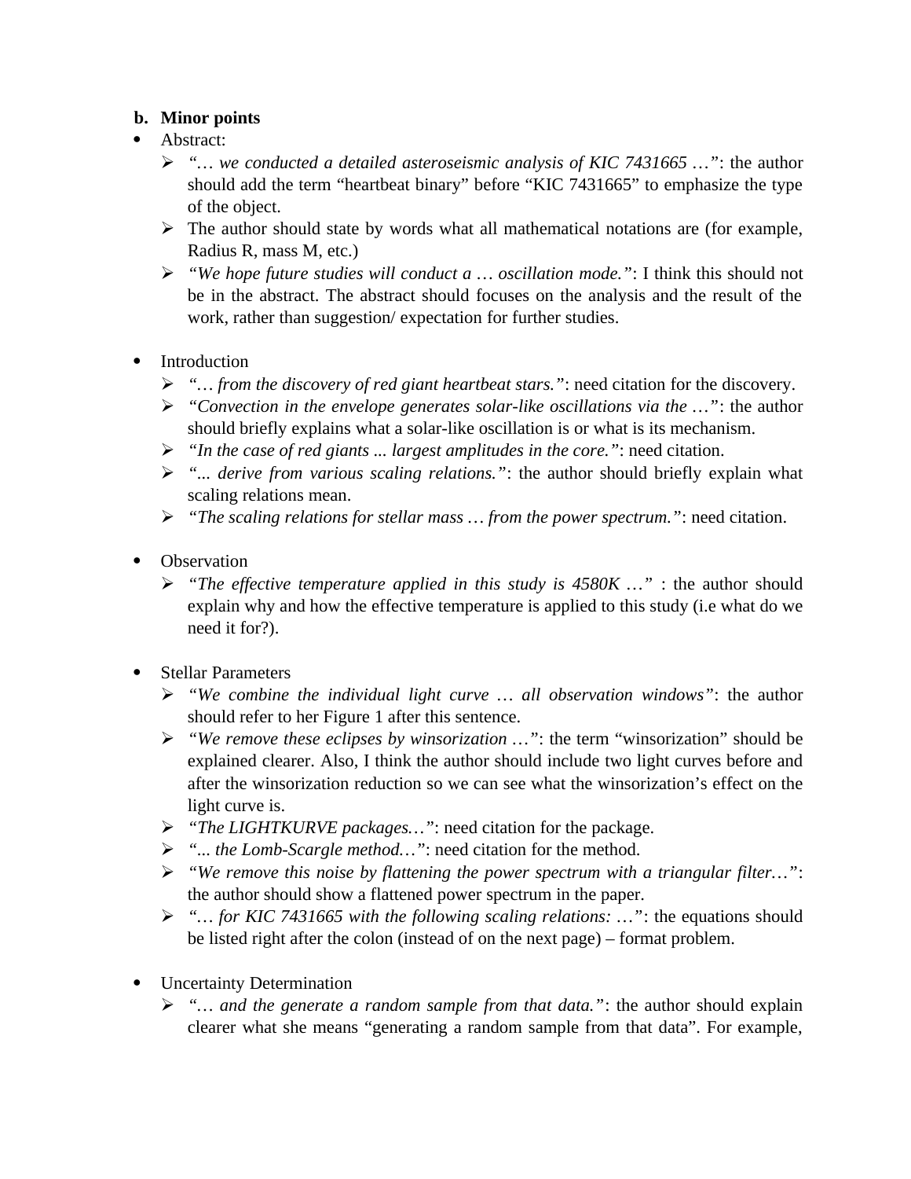**b. Minor points**

- Abstract:
  - *"… we conducted a detailed asteroseismic analysis of KIC 7431665 …"*: the author should add the term "heartbeat binary" before "KIC 7431665" to emphasize the type of the object.
  - The author should state by words what all mathematical notations are (for example, Radius R, mass M, etc.)
  - *"We hope future studies will conduct a … oscillation mode."*: I think this should not be in the abstract. The abstract should focuses on the analysis and the result of the work, rather than suggestion/ expectation for further studies.

- Introduction
  - *"… from the discovery of red giant heartbeat stars."*: need citation for the discovery.
  - *"Convection in the envelope generates solar-like oscillations via the …"*: the author should briefly explains what a solar-like oscillation is or what is its mechanism.
  - *"In the case of red giants ... largest amplitudes in the core."*: need citation.
  - *"... derive from various scaling relations."*: the author should briefly explain what scaling relations mean.
  - *"The scaling relations for stellar mass … from the power spectrum."*: need citation.

- Observation
  - *"The effective temperature applied in this study is 4580K …"* : the author should explain why and how the effective temperature is applied to this study (i.e what do we need it for?).

- Stellar Parameters
  - *"We combine the individual light curve … all observation windows"*: the author should refer to her Figure 1 after this sentence.
  - *"We remove these eclipses by winsorization …"*: the term "winsorization" should be explained clearer. Also, I think the author should include two light curves before and after the winsorization reduction so we can see what the winsorization's effect on the light curve is.
  - *"The LIGHTKURVE packages…"*: need citation for the package.
  - *"... the Lomb-Scargle method…"*: need citation for the method.
  - *"We remove this noise by flattening the power spectrum with a triangular filter…"*: the author should show a flattened power spectrum in the paper.
  - *"… for KIC 7431665 with the following scaling relations: …"*: the equations should be listed right after the colon (instead of on the next page) – format problem.

- Uncertainty Determination
  - *"… and the generate a random sample from that data."*: the author should explain clearer what she means "generating a random sample from that data". For example,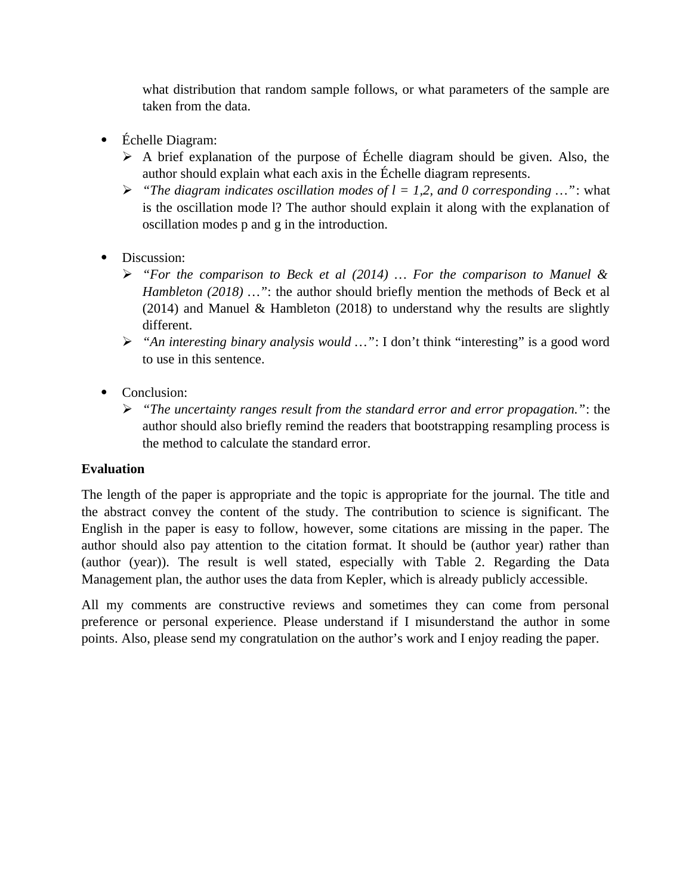what distribution that random sample follows, or what parameters of the sample are taken from the data.

- Échelle Diagram:
  - A brief explanation of the purpose of Échelle diagram should be given. Also, the author should explain what each axis in the Échelle diagram represents.
  - *"The diagram indicates oscillation modes of l = 1,2, and 0 corresponding …"*: what is the oscillation mode l? The author should explain it along with the explanation of oscillation modes p and g in the introduction.

- Discussion:
  - *"For the comparison to Beck et al (2014) … For the comparison to Manuel & Hambleton (2018) …"*: the author should briefly mention the methods of Beck et al (2014) and Manuel & Hambleton (2018) to understand why the results are slightly different.
  - *"An interesting binary analysis would …"*: I don't think "interesting" is a good word to use in this sentence.

- Conclusion:
  - *"The uncertainty ranges result from the standard error and error propagation."*: the author should also briefly remind the readers that bootstrapping resampling process is the method to calculate the standard error.

**Evaluation**

The length of the paper is appropriate and the topic is appropriate for the journal. The title and the abstract convey the content of the study. The contribution to science is significant. The English in the paper is easy to follow, however, some citations are missing in the paper. The author should also pay attention to the citation format. It should be (author year) rather than (author (year)). The result is well stated, especially with Table 2. Regarding the Data Management plan, the author uses the data from Kepler, which is already publicly accessible.

All my comments are constructive reviews and sometimes they can come from personal preference or personal experience. Please understand if I misunderstand the author in some points. Also, please send my congratulation on the author's work and I enjoy reading the paper.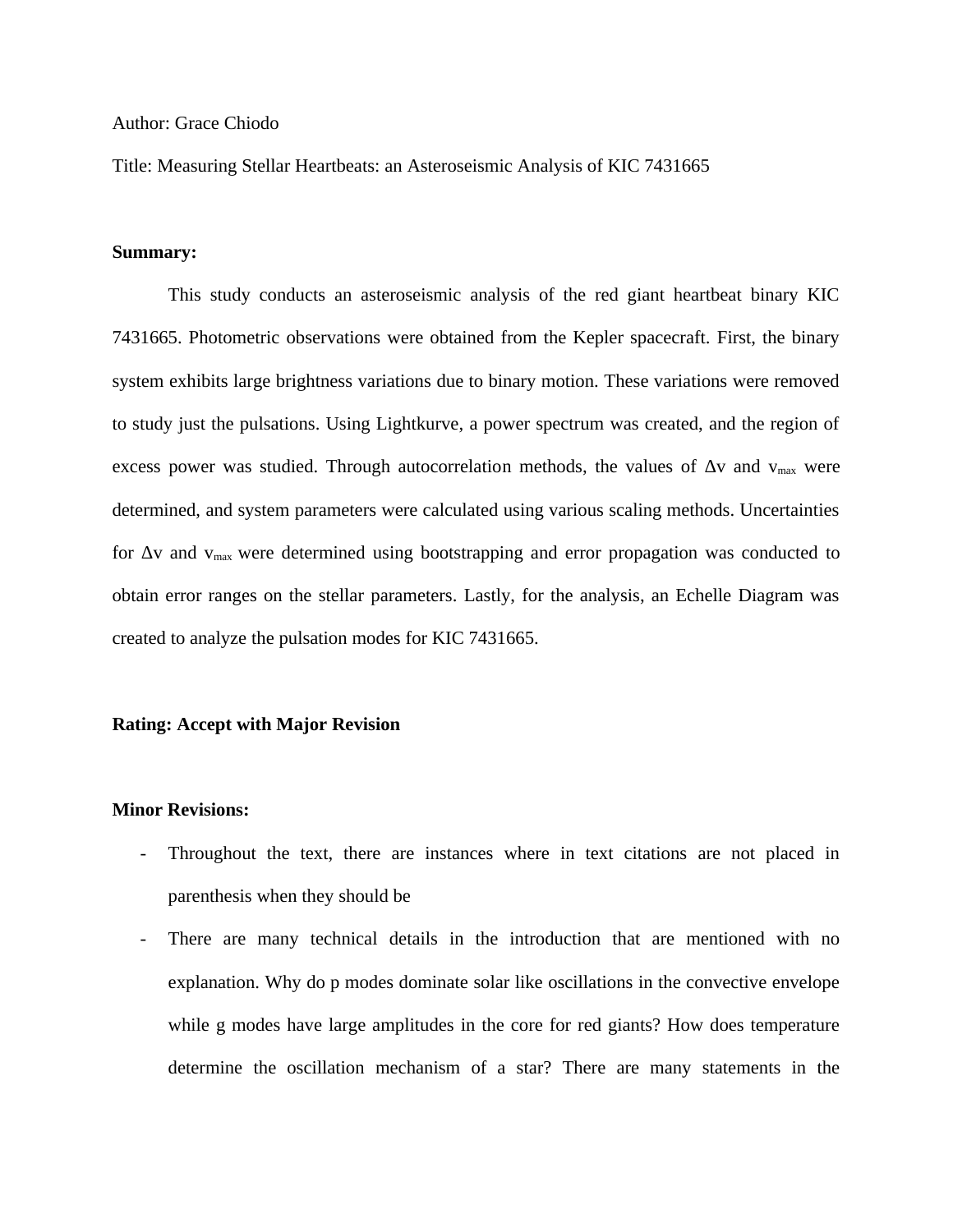Author: Grace Chiodo

Title: Measuring Stellar Heartbeats: an Asteroseismic Analysis of KIC 7431665

**Summary:**

This study conducts an asteroseismic analysis of the red giant heartbeat binary KIC 7431665. Photometric observations were obtained from the Kepler spacecraft. First, the binary system exhibits large brightness variations due to binary motion. These variations were removed to study just the pulsations. Using Lightkurve, a power spectrum was created, and the region of excess power was studied. Through autocorrelation methods, the values of $\Delta v$ and $v_{max}$ were determined, and system parameters were calculated using various scaling methods. Uncertainties for $\Delta v$ and $v_{max}$ were determined using bootstrapping and error propagation was conducted to obtain error ranges on the stellar parameters. Lastly, for the analysis, an Echelle Diagram was created to analyze the pulsation modes for KIC 7431665.

**Rating: Accept with Major Revision**

**Minor Revisions:**

- Throughout the text, there are instances where in text citations are not placed in parenthesis when they should be
- There are many technical details in the introduction that are mentioned with no explanation. Why do p modes dominate solar like oscillations in the convective envelope while g modes have large amplitudes in the core for red giants? How does temperature determine the oscillation mechanism of a star? There are many statements in the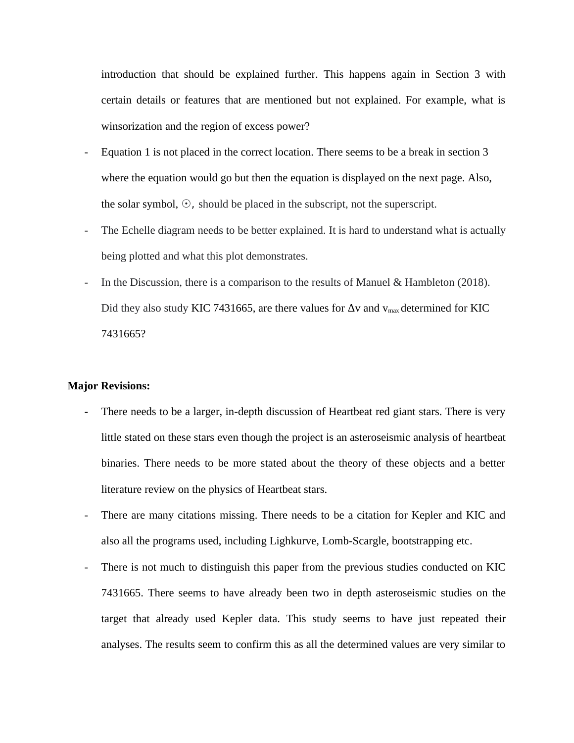introduction that should be explained further. This happens again in Section 3 with certain details or features that are mentioned but not explained. For example, what is winsorization and the region of excess power?

- Equation 1 is not placed in the correct location. There seems to be a break in section 3 where the equation would go but then the equation is displayed on the next page. Also, the solar symbol, ☉, should be placed in the subscript, not the superscript.
- The Echelle diagram needs to be better explained. It is hard to understand what is actually being plotted and what this plot demonstrates.
- In the Discussion, there is a comparison to the results of Manuel & Hambleton (2018). Did they also study KIC 7431665, are there values for $\Delta v$ and $v_{max}$ determined for KIC 7431665?

**Major Revisions:**

- There needs to be a larger, in-depth discussion of Heartbeat red giant stars. There is very little stated on these stars even though the project is an asteroseismic analysis of heartbeat binaries. There needs to be more stated about the theory of these objects and a better literature review on the physics of Heartbeat stars.
- There are many citations missing. There needs to be a citation for Kepler and KIC and also all the programs used, including Lighkurve, Lomb-Scargle, bootstrapping etc.
- There is not much to distinguish this paper from the previous studies conducted on KIC 7431665. There seems to have already been two in depth asteroseismic studies on the target that already used Kepler data. This study seems to have just repeated their analyses. The results seem to confirm this as all the determined values are very similar to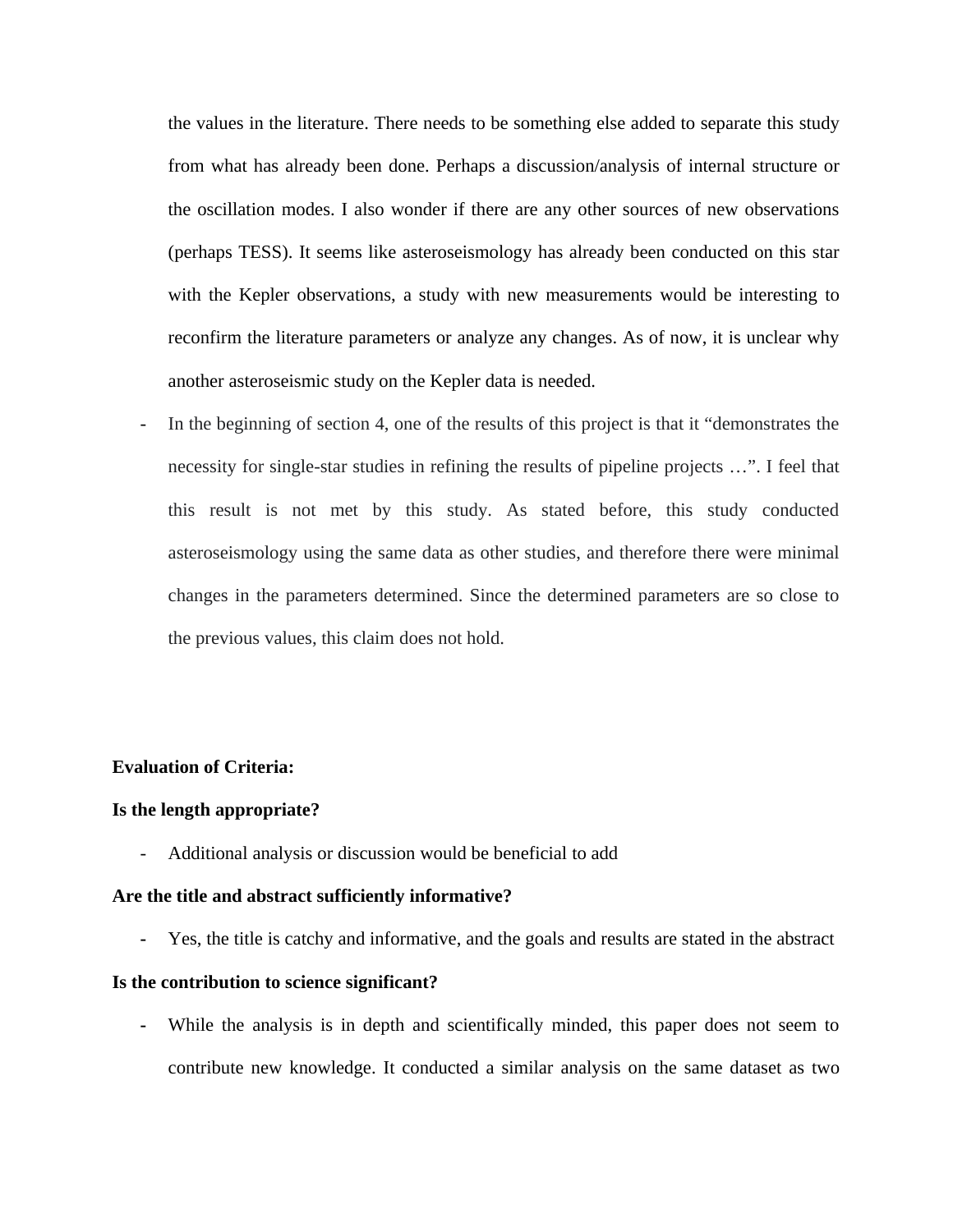the values in the literature. There needs to be something else added to separate this study from what has already been done. Perhaps a discussion/analysis of internal structure or the oscillation modes. I also wonder if there are any other sources of new observations (perhaps TESS). It seems like asteroseismology has already been conducted on this star with the Kepler observations, a study with new measurements would be interesting to reconfirm the literature parameters or analyze any changes. As of now, it is unclear why another asteroseismic study on the Kepler data is needed.

- In the beginning of section 4, one of the results of this project is that it "demonstrates the necessity for single-star studies in refining the results of pipeline projects …". I feel that this result is not met by this study. As stated before, this study conducted asteroseismology using the same data as other studies, and therefore there were minimal changes in the parameters determined. Since the determined parameters are so close to the previous values, this claim does not hold.

**Evaluation of Criteria:**

**Is the length appropriate?**

- Additional analysis or discussion would be beneficial to add

**Are the title and abstract sufficiently informative?**

- Yes, the title is catchy and informative, and the goals and results are stated in the abstract

**Is the contribution to science significant?**

- While the analysis is in depth and scientifically minded, this paper does not seem to contribute new knowledge. It conducted a similar analysis on the same dataset as two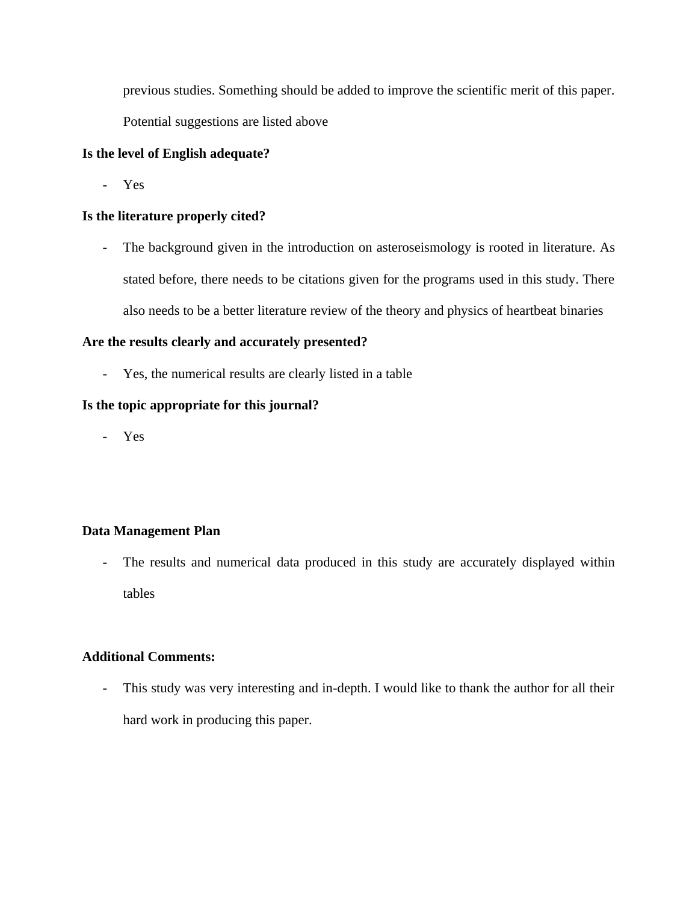previous studies. Something should be added to improve the scientific merit of this paper. Potential suggestions are listed above

**Is the level of English adequate?**

- Yes

**Is the literature properly cited?**

- The background given in the introduction on asteroseismology is rooted in literature. As stated before, there needs to be citations given for the programs used in this study. There also needs to be a better literature review of the theory and physics of heartbeat binaries

**Are the results clearly and accurately presented?**

- Yes, the numerical results are clearly listed in a table

**Is the topic appropriate for this journal?**

- Yes

**Data Management Plan**

- The results and numerical data produced in this study are accurately displayed within tables

**Additional Comments:**

- This study was very interesting and in-depth. I would like to thank the author for all their hard work in producing this paper.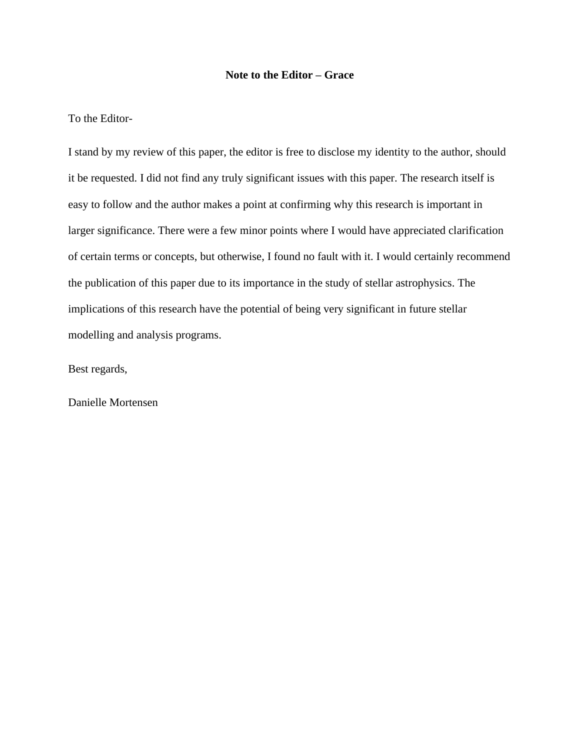**Note to the Editor – Grace**

To the Editor-

I stand by my review of this paper, the editor is free to disclose my identity to the author, should it be requested. I did not find any truly significant issues with this paper. The research itself is easy to follow and the author makes a point at confirming why this research is important in larger significance. There were a few minor points where I would have appreciated clarification of certain terms or concepts, but otherwise, I found no fault with it. I would certainly recommend the publication of this paper due to its importance in the study of stellar astrophysics. The implications of this research have the potential of being very significant in future stellar modelling and analysis programs.

Best regards,

Danielle Mortensen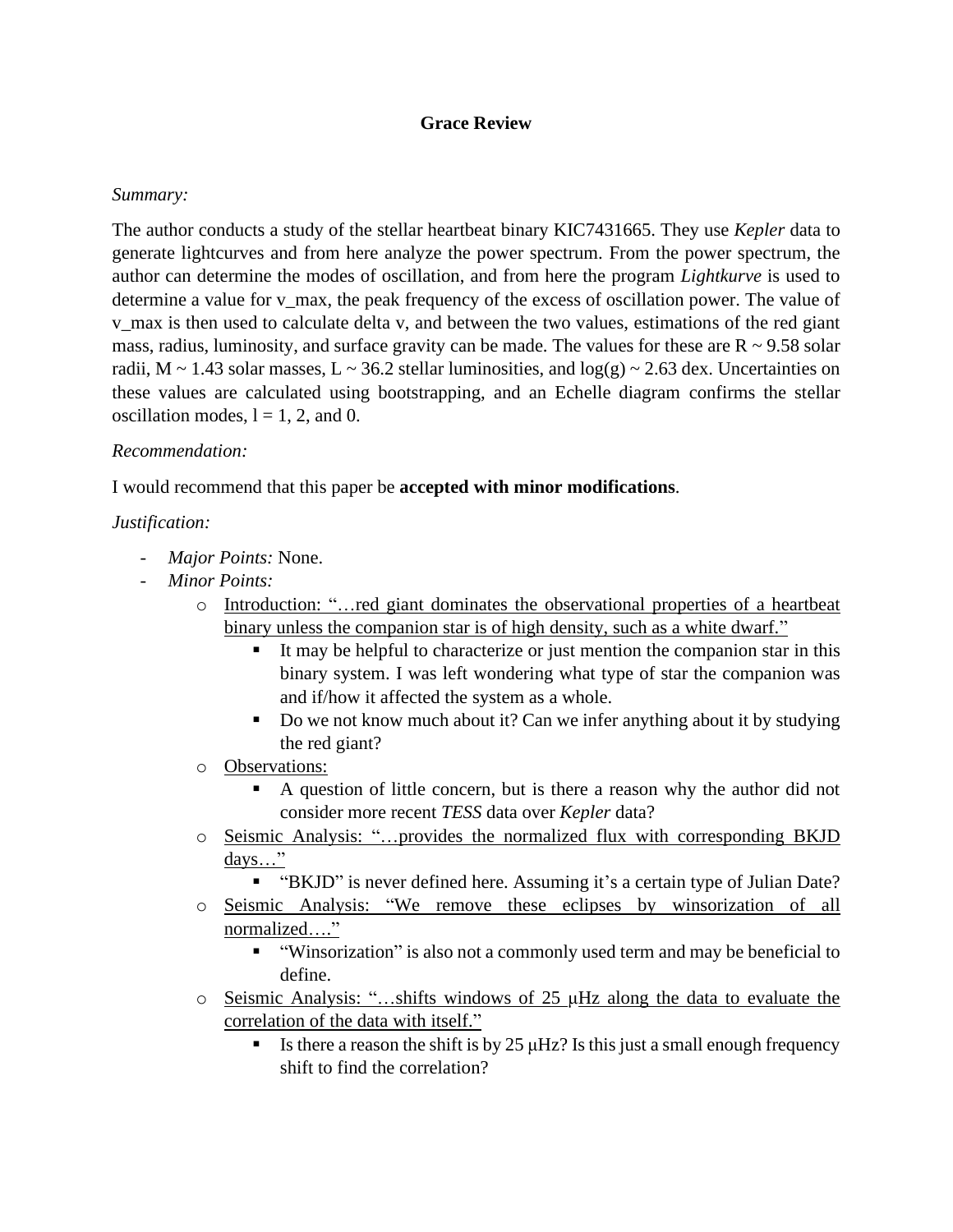**Grace Review**

*Summary:*

The author conducts a study of the stellar heartbeat binary KIC7431665. They use *Kepler* data to generate lightcurves and from here analyze the power spectrum. From the power spectrum, the author can determine the modes of oscillation, and from here the program *Lightkurve* is used to determine a value for v_max, the peak frequency of the excess of oscillation power. The value of v_max is then used to calculate delta v, and between the two values, estimations of the red giant mass, radius, luminosity, and surface gravity can be made. The values for these are R ~ 9.58 solar radii, M ~ 1.43 solar masses, L ~ 36.2 stellar luminosities, and log(g) ~ 2.63 dex. Uncertainties on these values are calculated using bootstrapping, and an Echelle diagram confirms the stellar oscillation modes, l = 1, 2, and 0.

*Recommendation:*

I would recommend that this paper be **accepted with minor modifications**.

*Justification:*

- *Major Points:* None.
- *Minor Points:*
  - Introduction: "…red giant dominates the observational properties of a heartbeat binary unless the companion star is of high density, such as a white dwarf."
    - It may be helpful to characterize or just mention the companion star in this binary system. I was left wondering what type of star the companion was and if/how it affected the system as a whole.
    - Do we not know much about it? Can we infer anything about it by studying the red giant?
  - Observations:
    - A question of little concern, but is there a reason why the author did not consider more recent *TESS* data over *Kepler* data?
  - Seismic Analysis: "…provides the normalized flux with corresponding BKJD days…"
    - "BKJD" is never defined here. Assuming it's a certain type of Julian Date?
  - Seismic Analysis: "We remove these eclipses by winsorization of all normalized…."
    - "Winsorization" is also not a commonly used term and may be beneficial to define.
  - Seismic Analysis: "…shifts windows of 25 μHz along the data to evaluate the correlation of the data with itself."
    - Is there a reason the shift is by 25 μHz? Is this just a small enough frequency shift to find the correlation?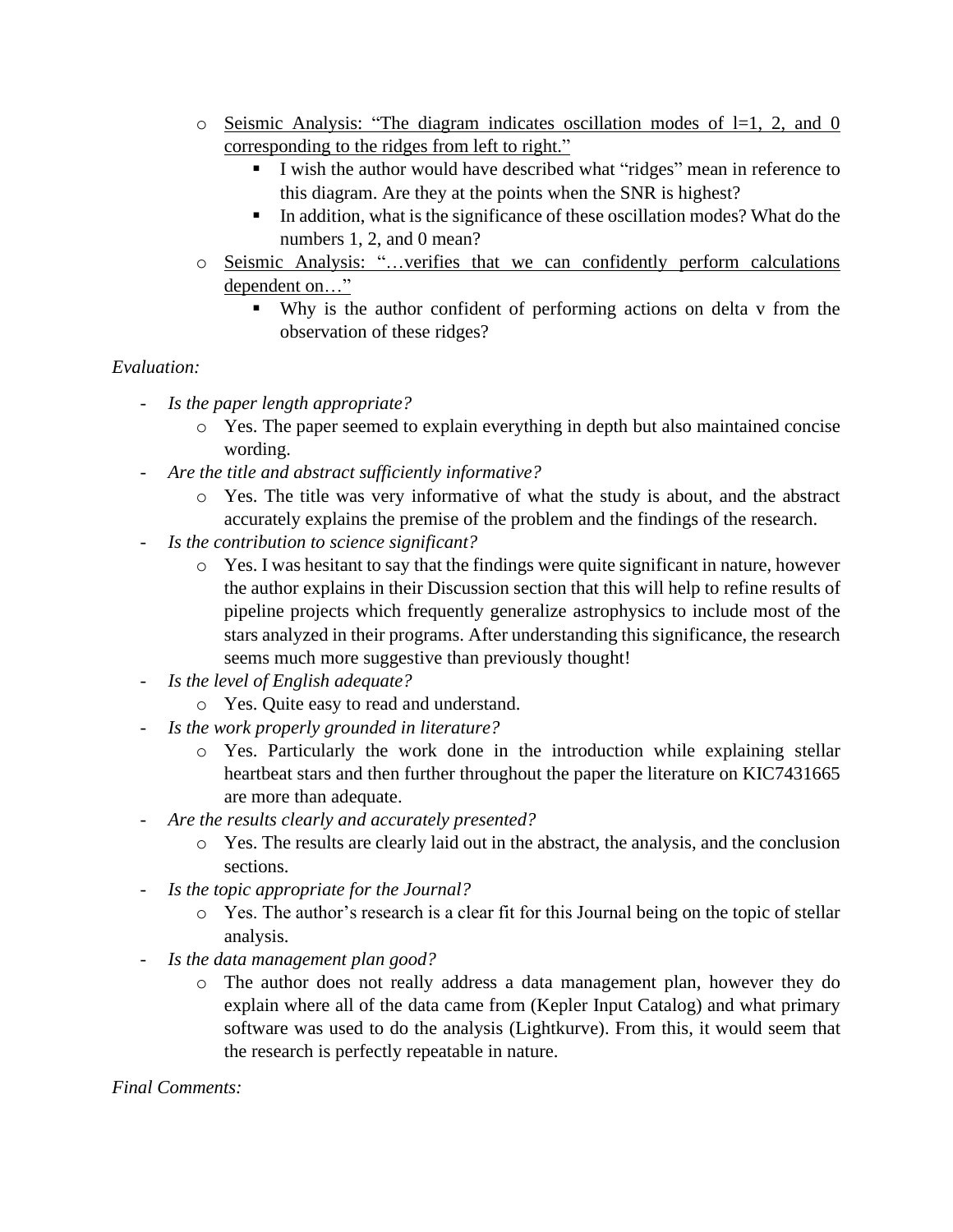- <u>Seismic Analysis: "The diagram indicates oscillation modes of l=1, 2, and 0 corresponding to the ridges from left to right."</u>
    - I wish the author would have described what "ridges" mean in reference to this diagram. Are they at the points when the SNR is highest?
    - In addition, what is the significance of these oscillation modes? What do the numbers 1, 2, and 0 mean?
- <u>Seismic Analysis: "…verifies that we can confidently perform calculations dependent on…"</u>
    - Why is the author confident of performing actions on delta v from the observation of these ridges?

*Evaluation:*

- *Is the paper length appropriate?*
    - Yes. The paper seemed to explain everything in depth but also maintained concise wording.
- *Are the title and abstract sufficiently informative?*
    - Yes. The title was very informative of what the study is about, and the abstract accurately explains the premise of the problem and the findings of the research.
- *Is the contribution to science significant?*
    - Yes. I was hesitant to say that the findings were quite significant in nature, however the author explains in their Discussion section that this will help to refine results of pipeline projects which frequently generalize astrophysics to include most of the stars analyzed in their programs. After understanding this significance, the research seems much more suggestive than previously thought!
- *Is the level of English adequate?*
    - Yes. Quite easy to read and understand.
- *Is the work properly grounded in literature?*
    - Yes. Particularly the work done in the introduction while explaining stellar heartbeat stars and then further throughout the paper the literature on KIC7431665 are more than adequate.
- *Are the results clearly and accurately presented?*
    - Yes. The results are clearly laid out in the abstract, the analysis, and the conclusion sections.
- *Is the topic appropriate for the Journal?*
    - Yes. The author's research is a clear fit for this Journal being on the topic of stellar analysis.
- *Is the data management plan good?*
    - The author does not really address a data management plan, however they do explain where all of the data came from (Kepler Input Catalog) and what primary software was used to do the analysis (Lightkurve). From this, it would seem that the research is perfectly repeatable in nature.

*Final Comments:*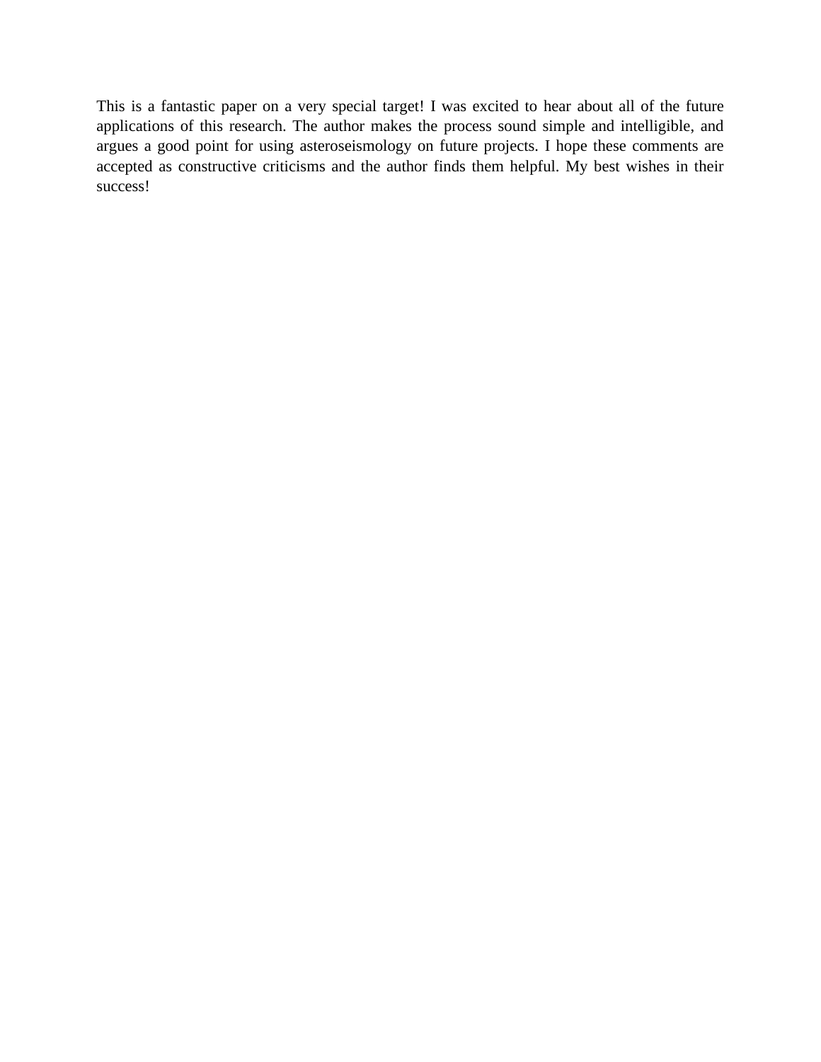This is a fantastic paper on a very special target! I was excited to hear about all of the future applications of this research. The author makes the process sound simple and intelligible, and argues a good point for using asteroseismology on future projects. I hope these comments are accepted as constructive criticisms and the author finds them helpful. My best wishes in their success!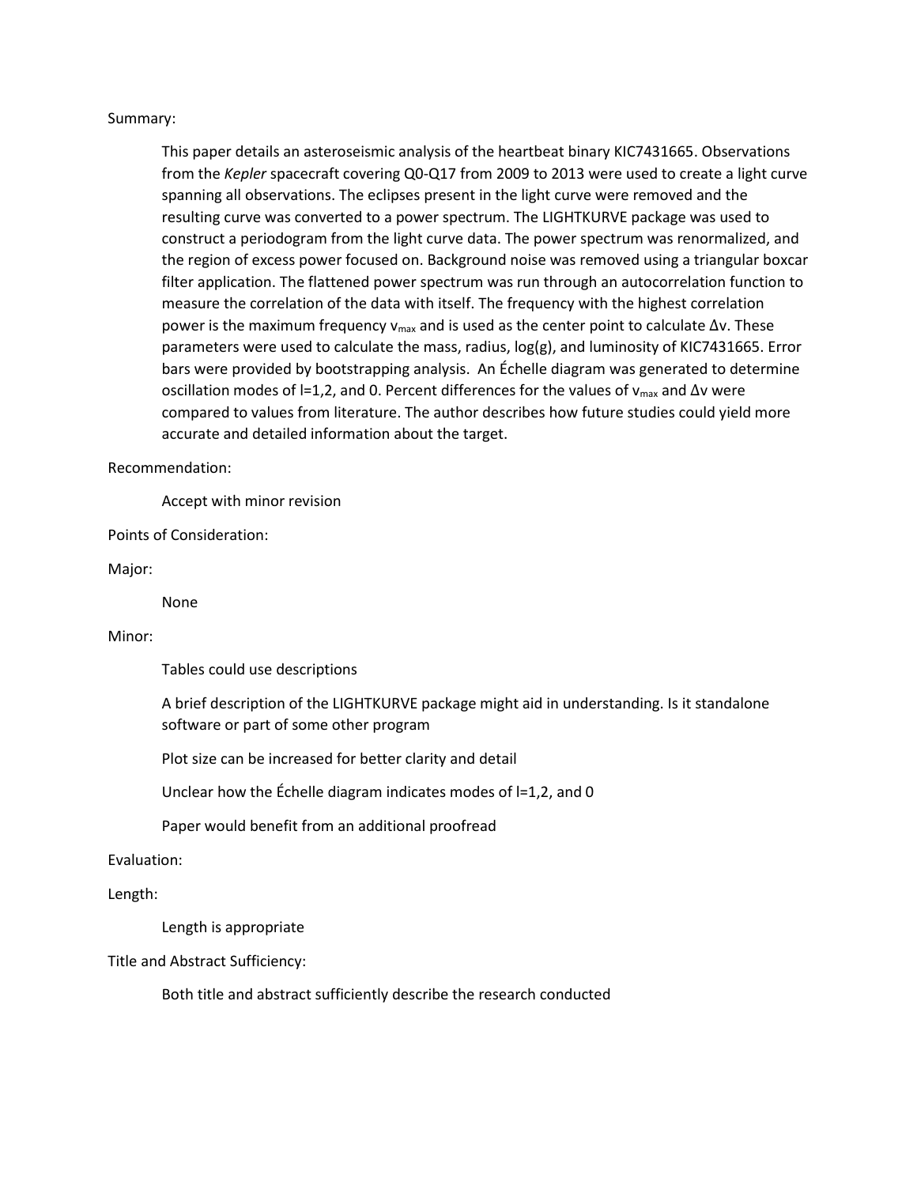Summary:

This paper details an asteroseismic analysis of the heartbeat binary KIC7431665. Observations from the *Kepler* spacecraft covering Q0-Q17 from 2009 to 2013 were used to create a light curve spanning all observations. The eclipses present in the light curve were removed and the resulting curve was converted to a power spectrum. The LIGHTKURVE package was used to construct a periodogram from the light curve data. The power spectrum was renormalized, and the region of excess power focused on. Background noise was removed using a triangular boxcar filter application. The flattened power spectrum was run through an autocorrelation function to measure the correlation of the data with itself. The frequency with the highest correlation power is the maximum frequency $\nu_{max}$ and is used as the center point to calculate $\Delta\nu$. These parameters were used to calculate the mass, radius, log(g), and luminosity of KIC7431665. Error bars were provided by bootstrapping analysis. An Échelle diagram was generated to determine oscillation modes of l=1,2, and 0. Percent differences for the values of $\nu_{max}$ and $\Delta\nu$ were compared to values from literature. The author describes how future studies could yield more accurate and detailed information about the target.

Recommendation:

Accept with minor revision

Points of Consideration:

Major:

None

Minor:

Tables could use descriptions

A brief description of the LIGHTKURVE package might aid in understanding. Is it standalone software or part of some other program

Plot size can be increased for better clarity and detail

Unclear how the Échelle diagram indicates modes of l=1,2, and 0

Paper would benefit from an additional proofread

Evaluation:

Length:

Length is appropriate

Title and Abstract Sufficiency:

Both title and abstract sufficiently describe the research conducted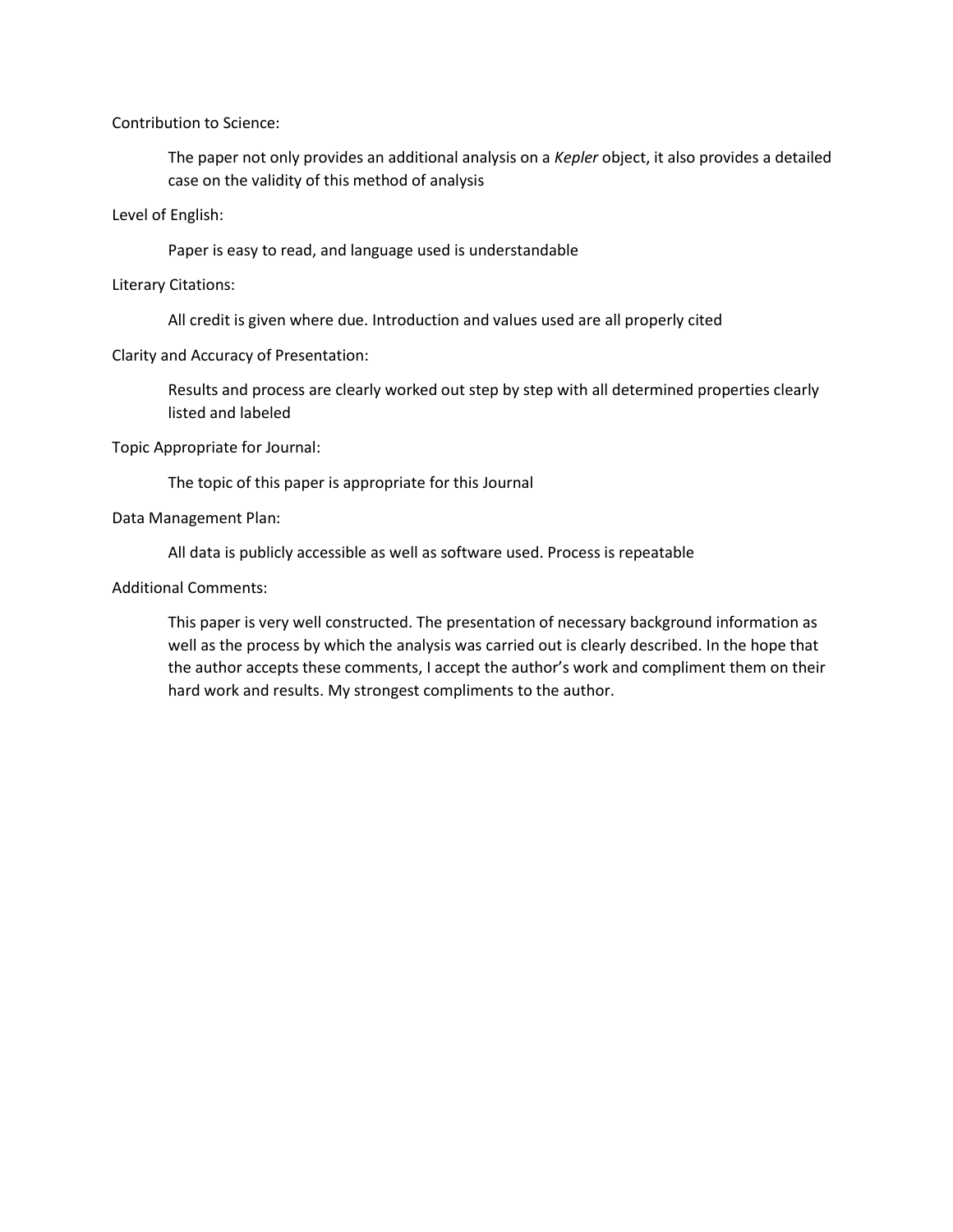Contribution to Science:

The paper not only provides an additional analysis on a *Kepler* object, it also provides a detailed case on the validity of this method of analysis

Level of English:

Paper is easy to read, and language used is understandable

Literary Citations:

All credit is given where due. Introduction and values used are all properly cited

Clarity and Accuracy of Presentation:

Results and process are clearly worked out step by step with all determined properties clearly listed and labeled

Topic Appropriate for Journal:

The topic of this paper is appropriate for this Journal

Data Management Plan:

All data is publicly accessible as well as software used. Process is repeatable

Additional Comments:

This paper is very well constructed. The presentation of necessary background information as well as the process by which the analysis was carried out is clearly described. In the hope that the author accepts these comments, I accept the author's work and compliment them on their hard work and results. My strongest compliments to the author.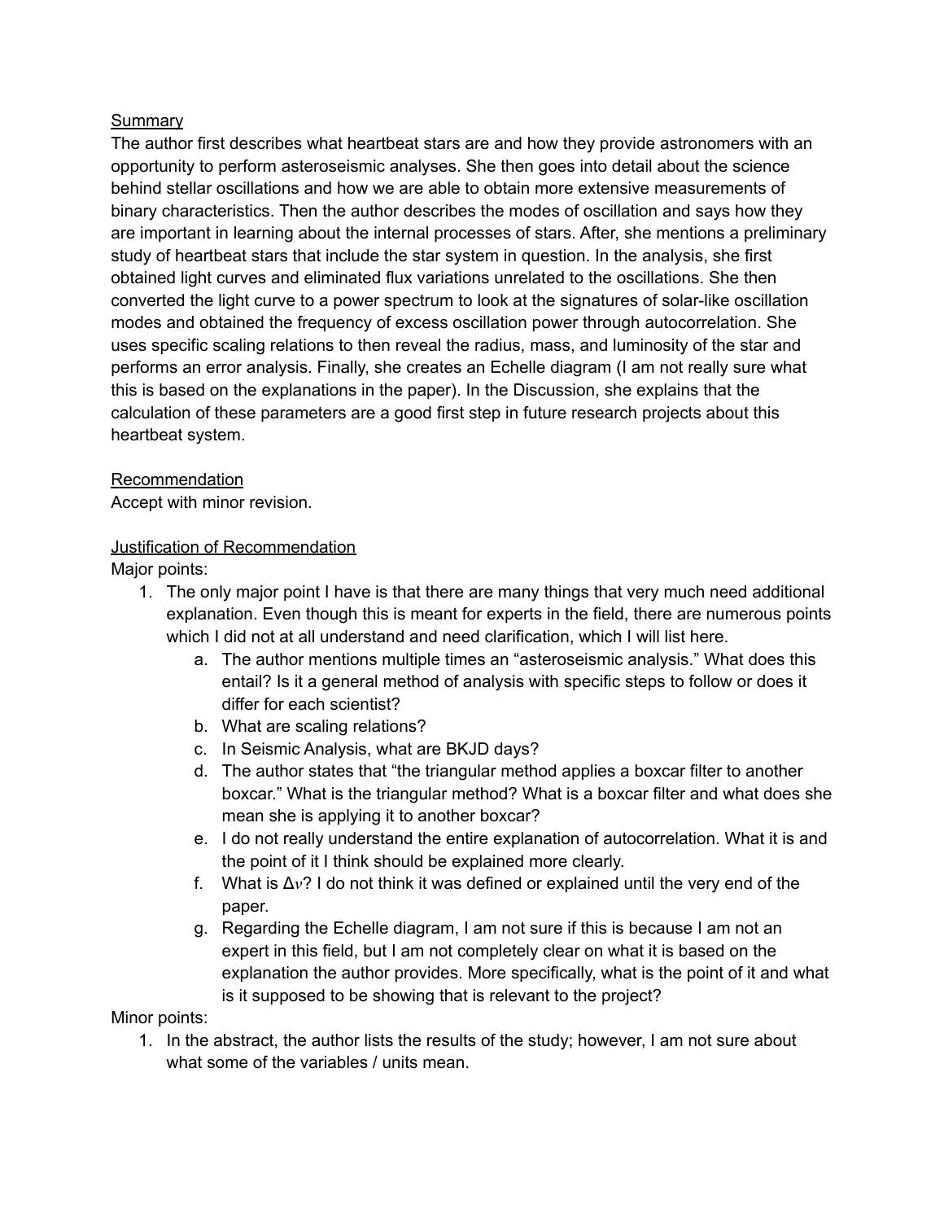Summary

The author first describes what heartbeat stars are and how they provide astronomers with an opportunity to perform asteroseismic analyses. She then goes into detail about the science behind stellar oscillations and how we are able to obtain more extensive measurements of binary characteristics. Then the author describes the modes of oscillation and says how they are important in learning about the internal processes of stars. After, she mentions a preliminary study of heartbeat stars that include the star system in question. In the analysis, she first obtained light curves and eliminated flux variations unrelated to the oscillations. She then converted the light curve to a power spectrum to look at the signatures of solar-like oscillation modes and obtained the frequency of excess oscillation power through autocorrelation. She uses specific scaling relations to then reveal the radius, mass, and luminosity of the star and performs an error analysis. Finally, she creates an Echelle diagram (I am not really sure what this is based on the explanations in the paper). In the Discussion, she explains that the calculation of these parameters are a good first step in future research projects about this heartbeat system.

Recommendation

Accept with minor revision.

Justification of Recommendation

Major points:

1. The only major point I have is that there are many things that very much need additional explanation. Even though this is meant for experts in the field, there are numerous points which I did not at all understand and need clarification, which I will list here.
    a. The author mentions multiple times an "asteroseismic analysis." What does this entail? Is it a general method of analysis with specific steps to follow or does it differ for each scientist?
    b. What are scaling relations?
    c. In Seismic Analysis, what are BKJD days?
    d. The author states that "the triangular method applies a boxcar filter to another boxcar." What is the triangular method? What is a boxcar filter and what does she mean she is applying it to another boxcar?
    e. I do not really understand the entire explanation of autocorrelation. What it is and the point of it I think should be explained more clearly.
    f. What is $\Delta\nu$? I do not think it was defined or explained until the very end of the paper.
    g. Regarding the Echelle diagram, I am not sure if this is because I am not an expert in this field, but I am not completely clear on what it is based on the explanation the author provides. More specifically, what is the point of it and what is it supposed to be showing that is relevant to the project?

Minor points:

1. In the abstract, the author lists the results of the study; however, I am not sure about what some of the variables / units mean.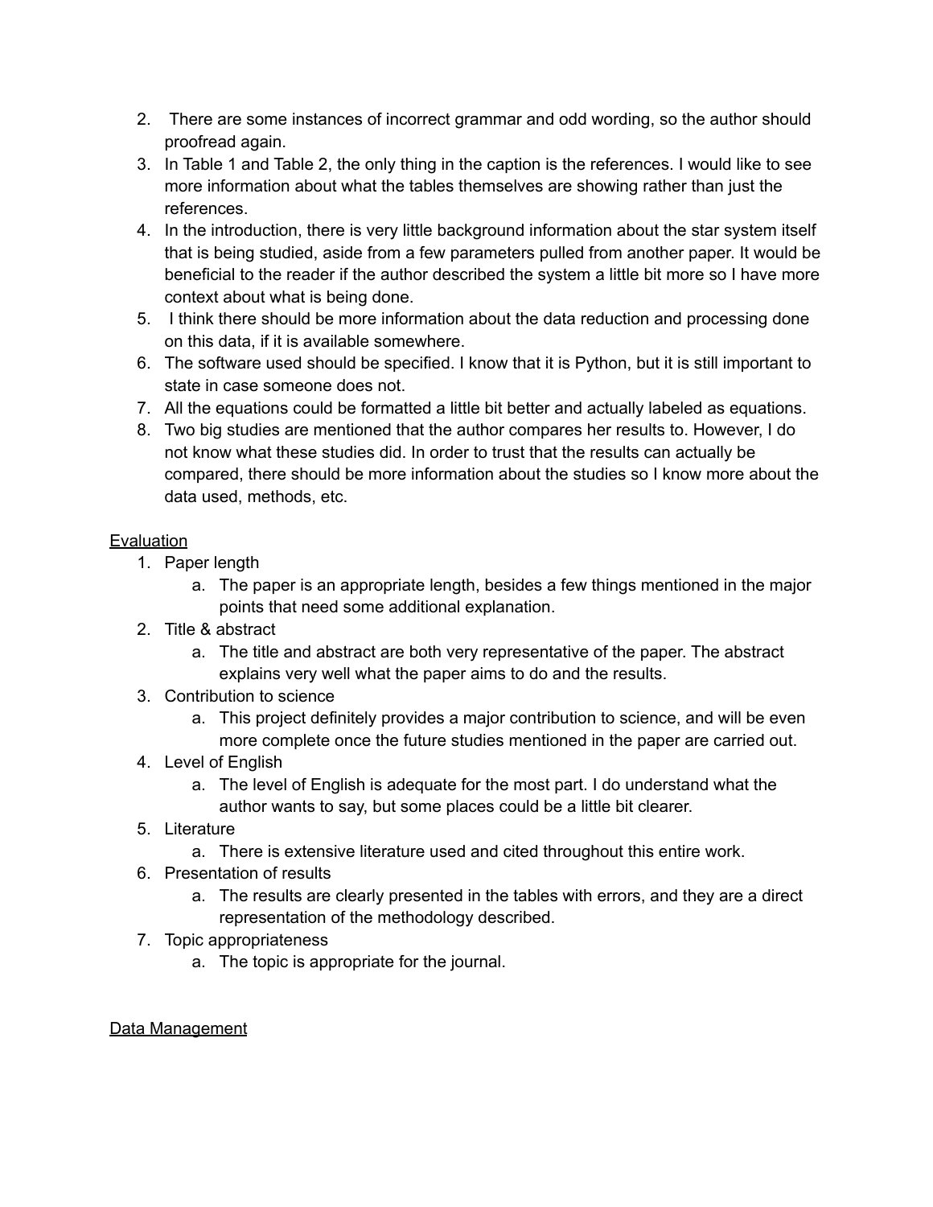2. There are some instances of incorrect grammar and odd wording, so the author should proofread again.
3. In Table 1 and Table 2, the only thing in the caption is the references. I would like to see more information about what the tables themselves are showing rather than just the references.
4. In the introduction, there is very little background information about the star system itself that is being studied, aside from a few parameters pulled from another paper. It would be beneficial to the reader if the author described the system a little bit more so I have more context about what is being done.
5. I think there should be more information about the data reduction and processing done on this data, if it is available somewhere.
6. The software used should be specified. I know that it is Python, but it is still important to state in case someone does not.
7. All the equations could be formatted a little bit better and actually labeled as equations.
8. Two big studies are mentioned that the author compares her results to. However, I do not know what these studies did. In order to trust that the results can actually be compared, there should be more information about the studies so I know more about the data used, methods, etc.

<u>Evaluation</u>

1. Paper length
    a. The paper is an appropriate length, besides a few things mentioned in the major points that need some additional explanation.
2. Title & abstract
    a. The title and abstract are both very representative of the paper. The abstract explains very well what the paper aims to do and the results.
3. Contribution to science
    a. This project definitely provides a major contribution to science, and will be even more complete once the future studies mentioned in the paper are carried out.
4. Level of English
    a. The level of English is adequate for the most part. I do understand what the author wants to say, but some places could be a little bit clearer.
5. Literature
    a. There is extensive literature used and cited throughout this entire work.
6. Presentation of results
    a. The results are clearly presented in the tables with errors, and they are a direct representation of the methodology described.
7. Topic appropriateness
    a. The topic is appropriate for the journal.

<u>Data Management</u>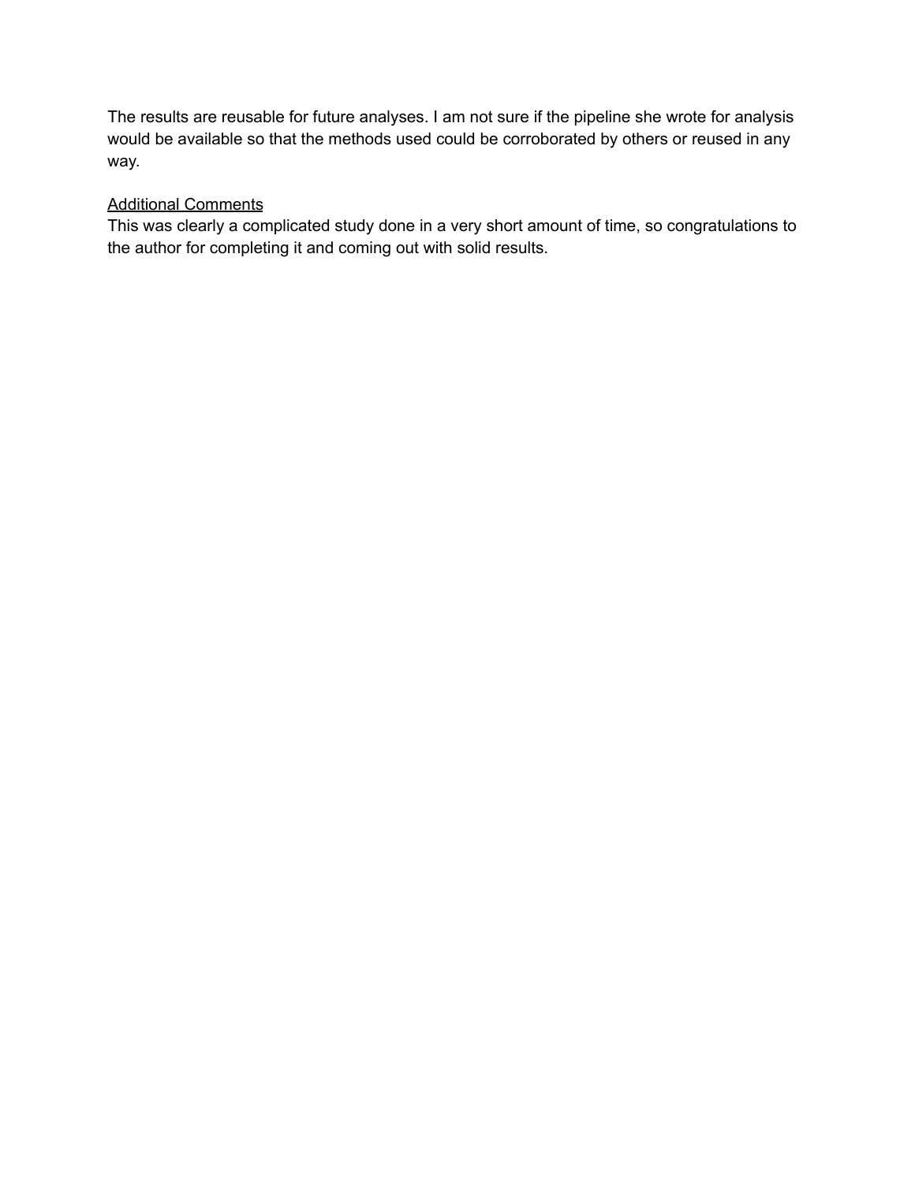The results are reusable for future analyses. I am not sure if the pipeline she wrote for analysis would be available so that the methods used could be corroborated by others or reused in any way.

<u>Additional Comments</u>

This was clearly a complicated study done in a very short amount of time, so congratulations to the author for completing it and coming out with solid results.